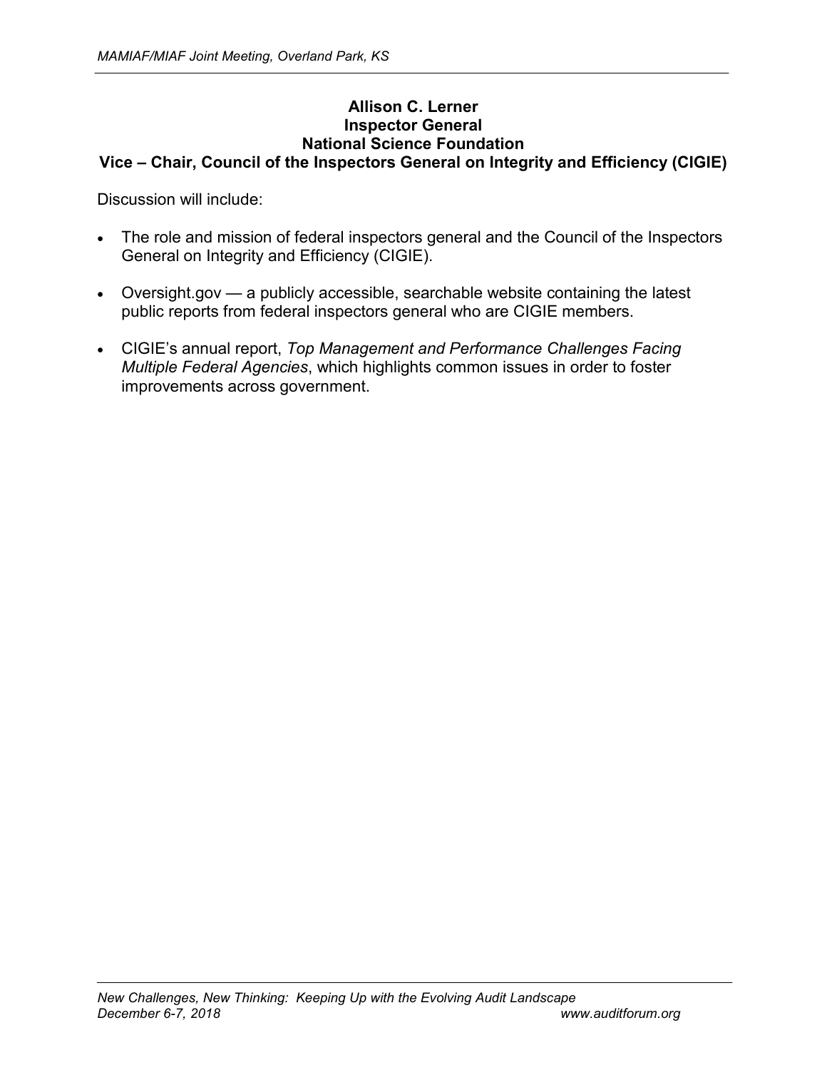**Allison C. Lerner**
**Inspector General**
**National Science Foundation**
**Vice – Chair, Council of the Inspectors General on Integrity and Efficiency (CIGIE)**

Discussion will include:

- The role and mission of federal inspectors general and the Council of the Inspectors General on Integrity and Efficiency (CIGIE).
- Oversight.gov — a publicly accessible, searchable website containing the latest public reports from federal inspectors general who are CIGIE members.
- CIGIE's annual report, *Top Management and Performance Challenges Facing Multiple Federal Agencies*, which highlights common issues in order to foster improvements across government.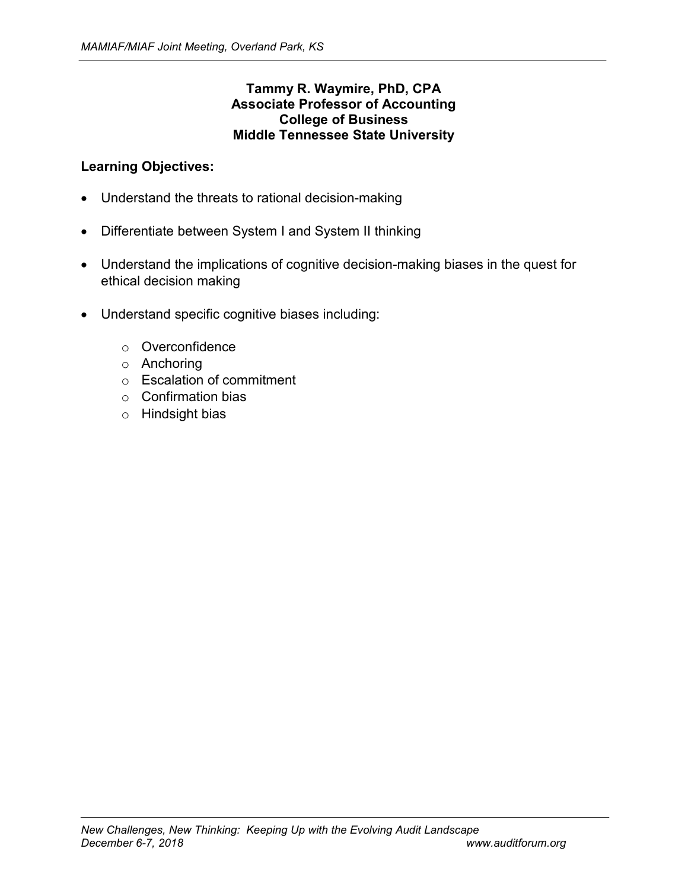**Tammy R. Waymire, PhD, CPA**
**Associate Professor of Accounting**
**College of Business**
**Middle Tennessee State University**

**Learning Objectives:**

- Understand the threats to rational decision-making
- Differentiate between System I and System II thinking
- Understand the implications of cognitive decision-making biases in the quest for ethical decision making
- Understand specific cognitive biases including:
  - Overconfidence
  - Anchoring
  - Escalation of commitment
  - Confirmation bias
  - Hindsight bias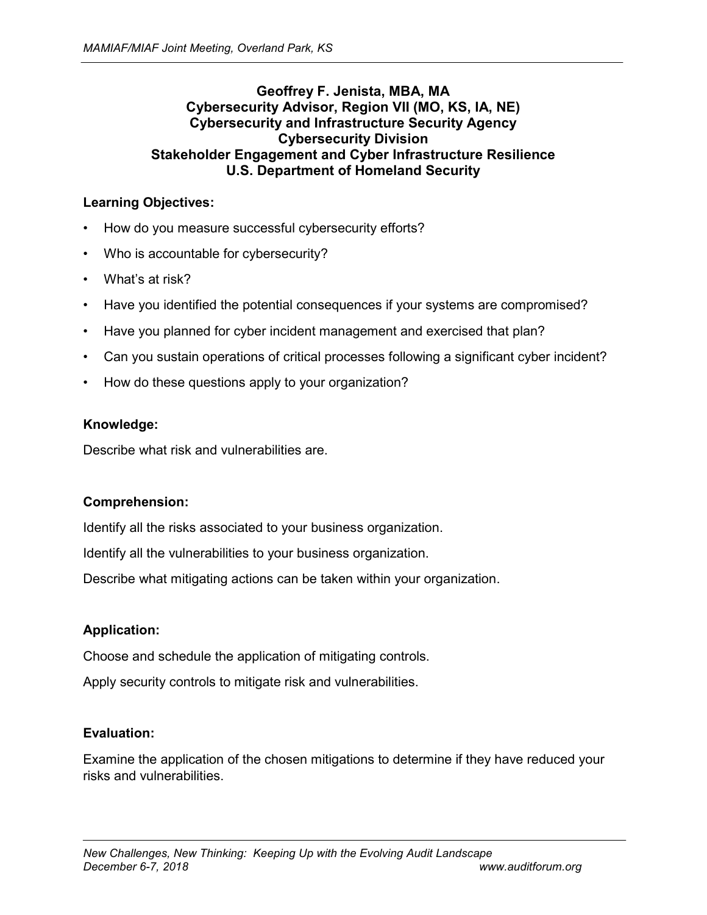**Geoffrey F. Jenista, MBA, MA**
**Cybersecurity Advisor, Region VII (MO, KS, IA, NE)**
**Cybersecurity and Infrastructure Security Agency**
**Cybersecurity Division**
**Stakeholder Engagement and Cyber Infrastructure Resilience**
**U.S. Department of Homeland Security**

**Learning Objectives:**

- How do you measure successful cybersecurity efforts?
- Who is accountable for cybersecurity?
- What's at risk?
- Have you identified the potential consequences if your systems are compromised?
- Have you planned for cyber incident management and exercised that plan?
- Can you sustain operations of critical processes following a significant cyber incident?
- How do these questions apply to your organization?

**Knowledge:**

Describe what risk and vulnerabilities are.

**Comprehension:**

Identify all the risks associated to your business organization.

Identify all the vulnerabilities to your business organization.

Describe what mitigating actions can be taken within your organization.

**Application:**

Choose and schedule the application of mitigating controls.

Apply security controls to mitigate risk and vulnerabilities.

**Evaluation:**

Examine the application of the chosen mitigations to determine if they have reduced your risks and vulnerabilities.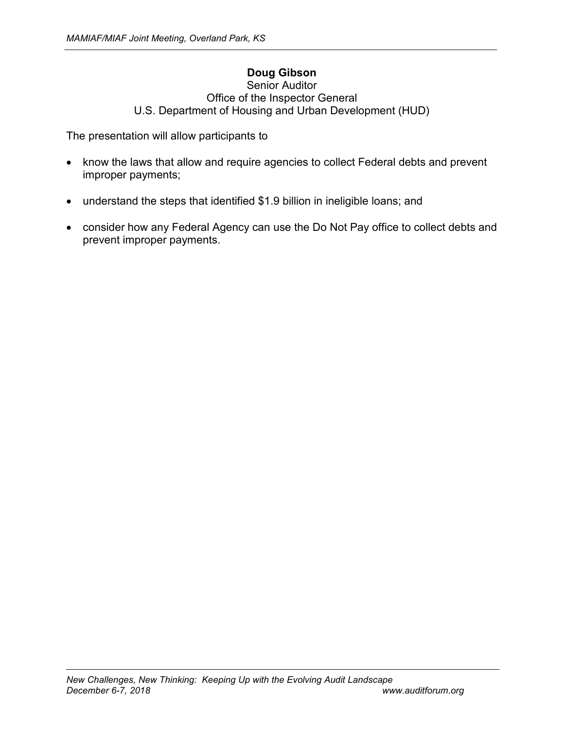**Doug Gibson**
Senior Auditor
Office of the Inspector General
U.S. Department of Housing and Urban Development (HUD)

The presentation will allow participants to

- know the laws that allow and require agencies to collect Federal debts and prevent improper payments;
- understand the steps that identified $1.9 billion in ineligible loans; and
- consider how any Federal Agency can use the Do Not Pay office to collect debts and prevent improper payments.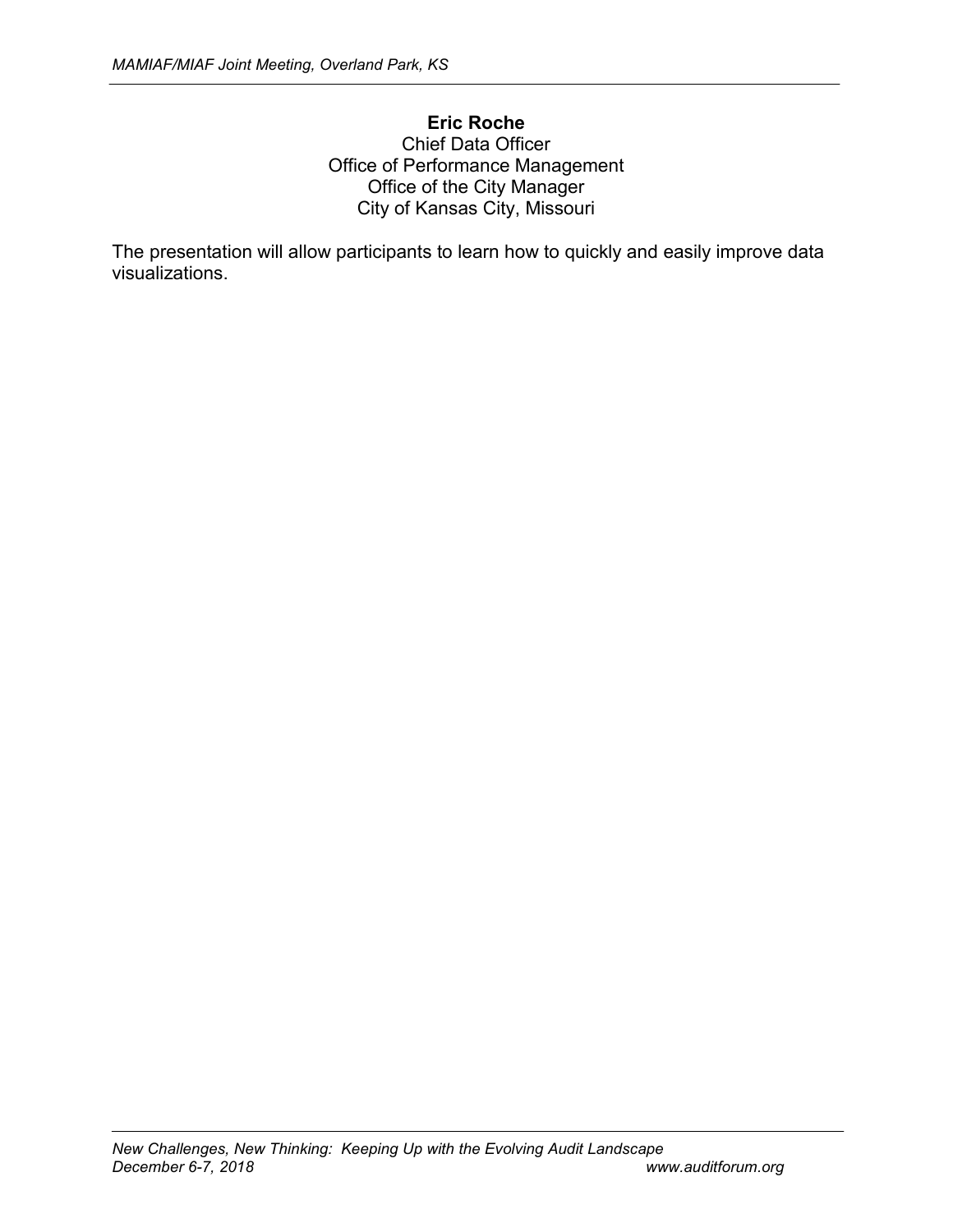**Eric Roche**
Chief Data Officer
Office of Performance Management
Office of the City Manager
City of Kansas City, Missouri

The presentation will allow participants to learn how to quickly and easily improve data visualizations.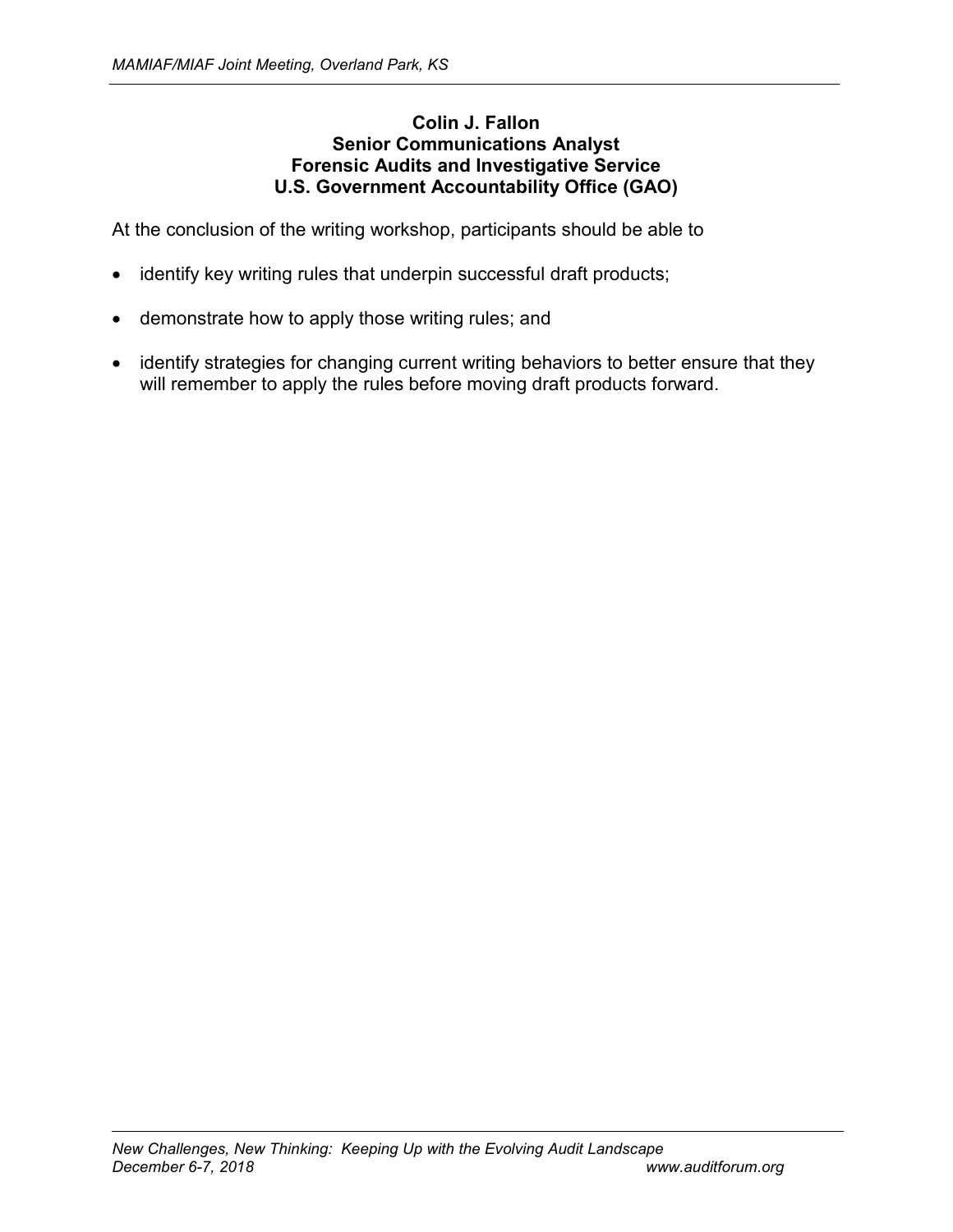**Colin J. Fallon**
**Senior Communications Analyst**
**Forensic Audits and Investigative Service**
**U.S. Government Accountability Office (GAO)**

At the conclusion of the writing workshop, participants should be able to

- identify key writing rules that underpin successful draft products;
- demonstrate how to apply those writing rules; and
- identify strategies for changing current writing behaviors to better ensure that they will remember to apply the rules before moving draft products forward.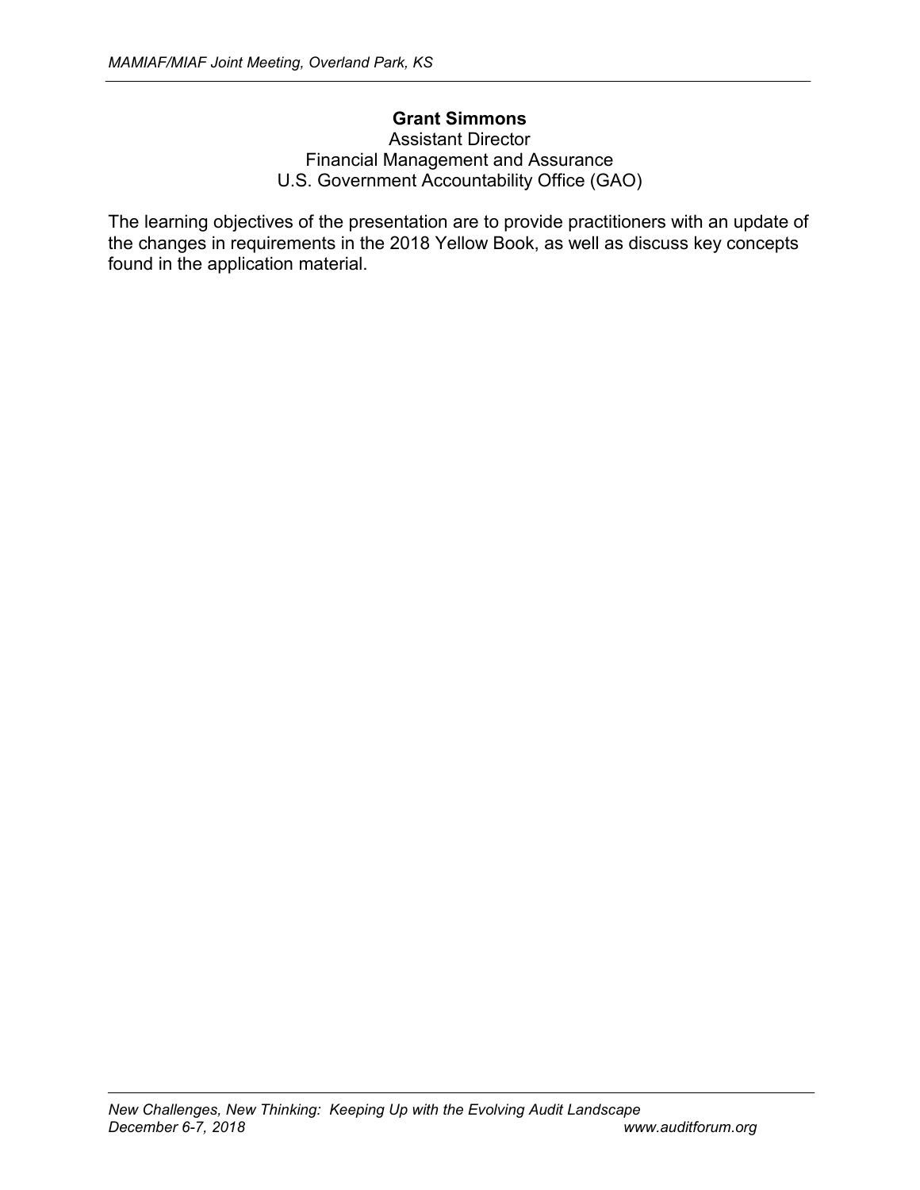**Grant Simmons**
Assistant Director
Financial Management and Assurance
U.S. Government Accountability Office (GAO)

The learning objectives of the presentation are to provide practitioners with an update of the changes in requirements in the 2018 Yellow Book, as well as discuss key concepts found in the application material.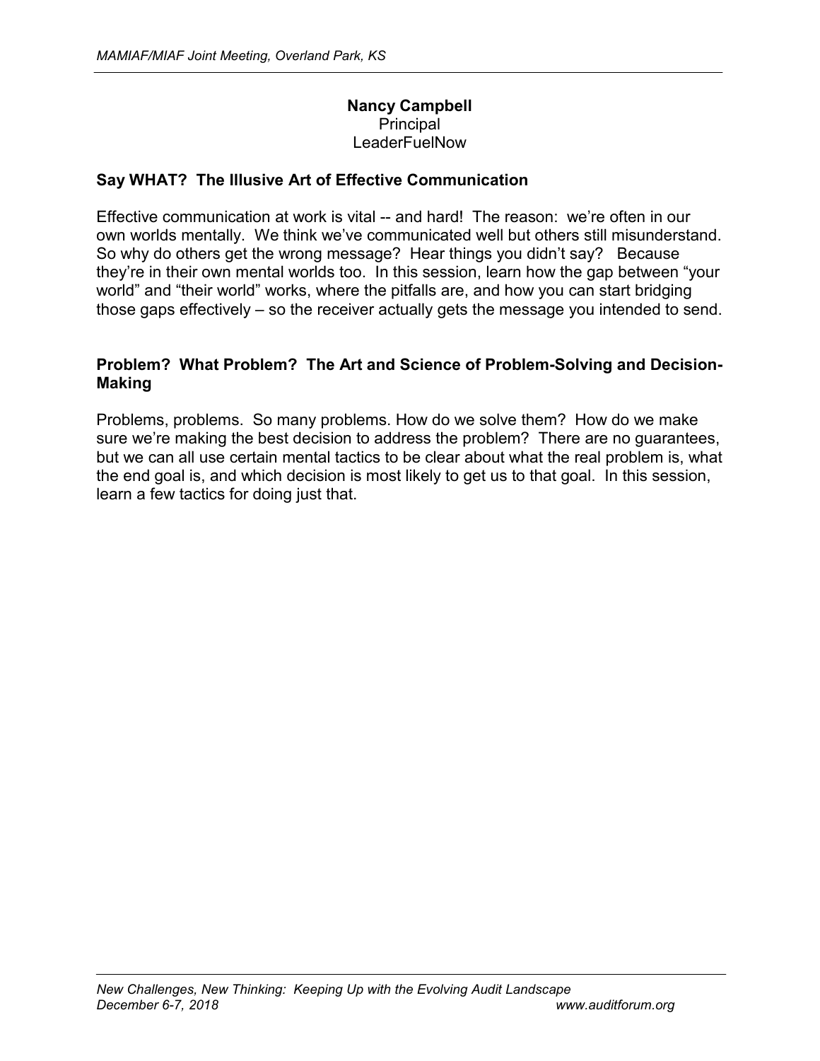**Nancy Campbell**
Principal
LeaderFuelNow

**Say WHAT? The Illusive Art of Effective Communication**

Effective communication at work is vital -- and hard! The reason: we're often in our own worlds mentally. We think we've communicated well but others still misunderstand. So why do others get the wrong message? Hear things you didn't say? Because they're in their own mental worlds too. In this session, learn how the gap between "your world" and "their world" works, where the pitfalls are, and how you can start bridging those gaps effectively – so the receiver actually gets the message you intended to send.

**Problem? What Problem? The Art and Science of Problem-Solving and Decision-Making**

Problems, problems. So many problems. How do we solve them? How do we make sure we're making the best decision to address the problem? There are no guarantees, but we can all use certain mental tactics to be clear about what the real problem is, what the end goal is, and which decision is most likely to get us to that goal. In this session, learn a few tactics for doing just that.